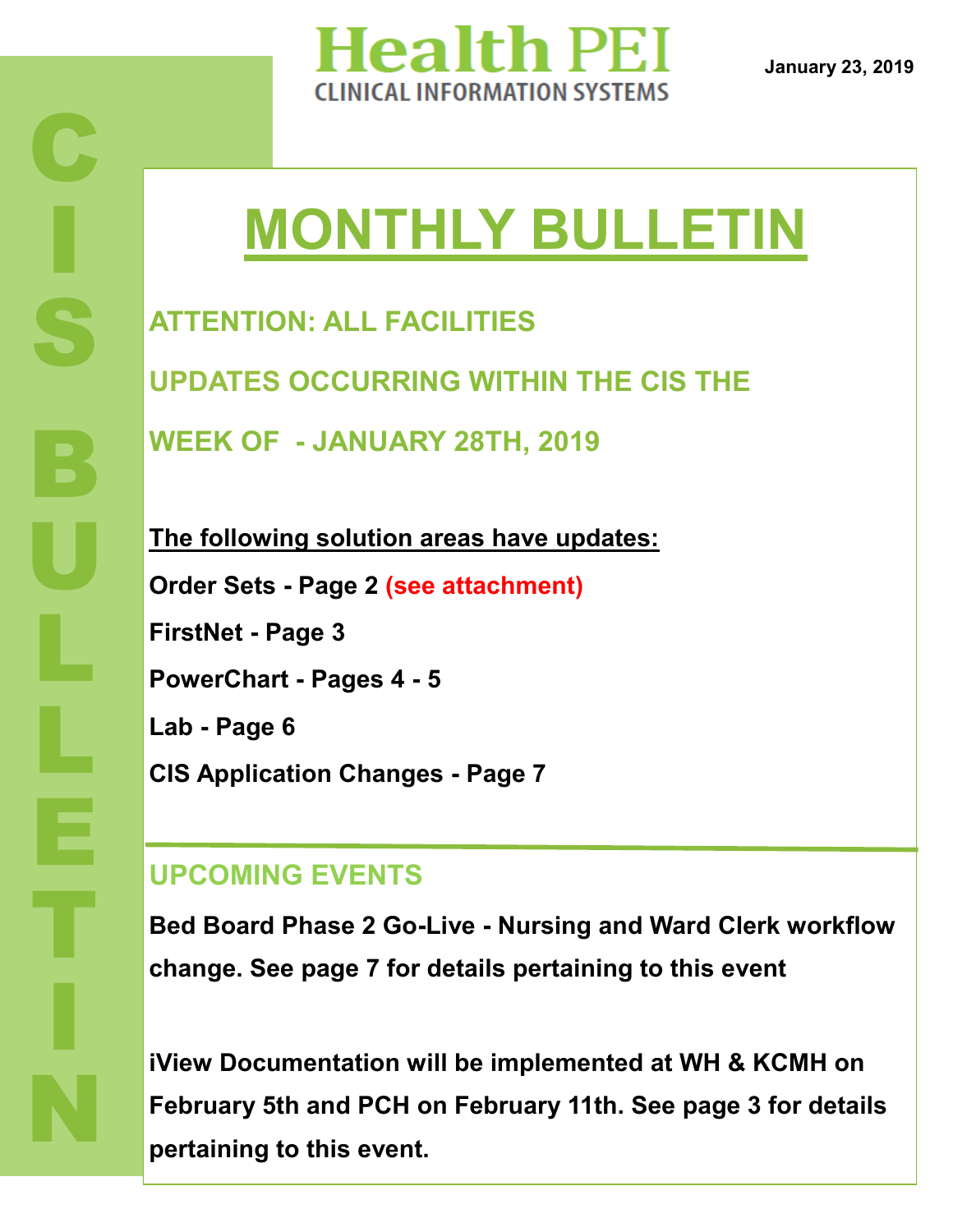# Health PEI

CLINICAL INFORMATION SYSTEMS

January 23, 2019

CIS BULLETIN

# MONTHLY BULLETIN

## ATTENTION: ALL FACILITIES

## UPDATES OCCURRING WITHIN THE CIS THE WEEK OF - JANUARY 28TH, 2019

**The following solution areas have updates:**

**Order Sets - Page 2 (see attachment)**

**FirstNet - Page 3**

**PowerChart - Pages 4 - 5**

**Lab - Page 6**

**CIS Application Changes - Page 7**

## UPCOMING EVENTS

**Bed Board Phase 2 Go-Live - Nursing and Ward Clerk workflow change. See page 7 for details pertaining to this event**

**iView Documentation will be implemented at WH & KCMH on February 5th and PCH on February 11th. See page 3 for details pertaining to this event.**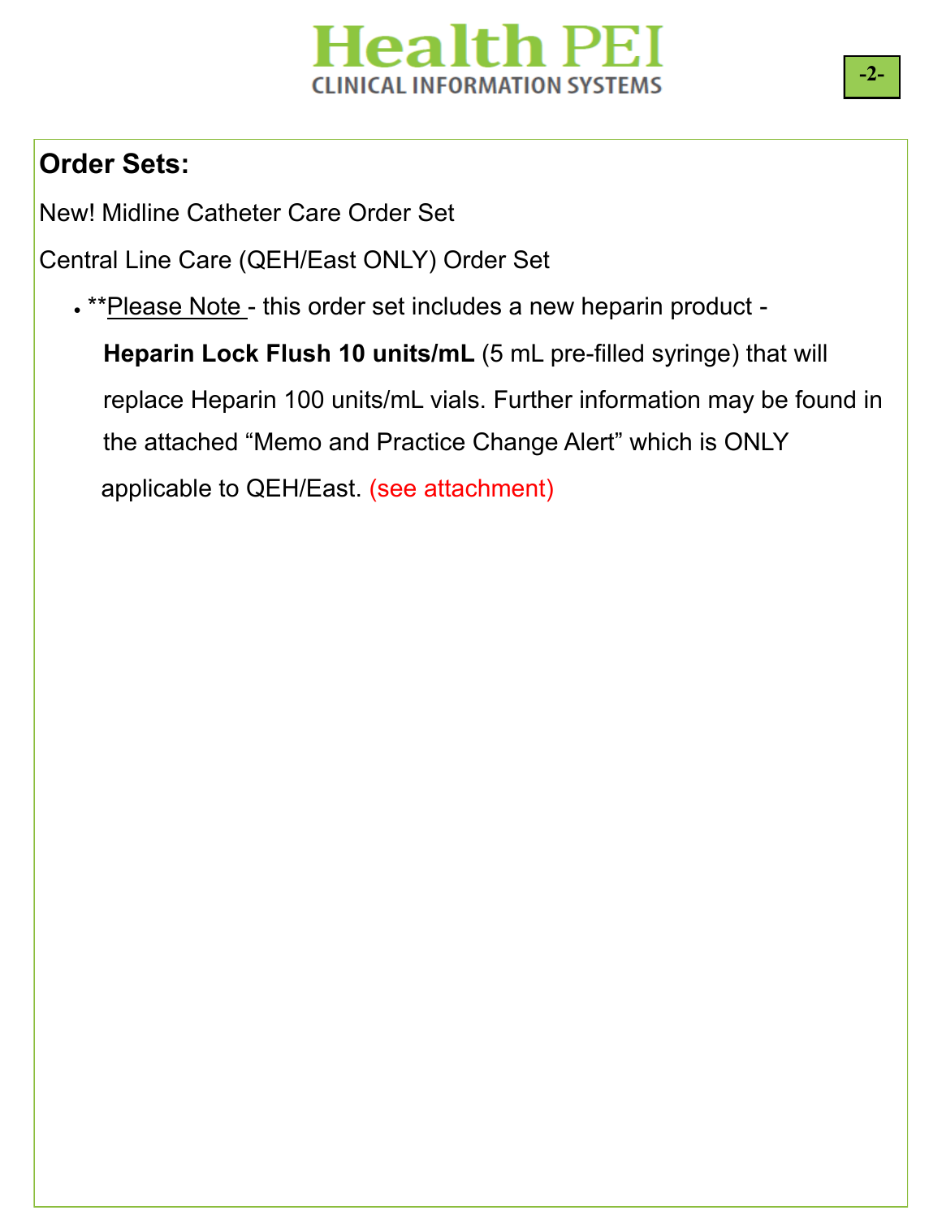## Order Sets:

New! Midline Catheter Care Order Set

Central Line Care (QEH/East ONLY) Order Set

- **Please Note - this order set includes a new heparin product - **Heparin Lock Flush 10 units/mL** (5 mL pre-filled syringe) that will replace Heparin 100 units/mL vials. Further information may be found in the attached "Memo and Practice Change Alert" which is ONLY applicable to QEH/East. (see attachment)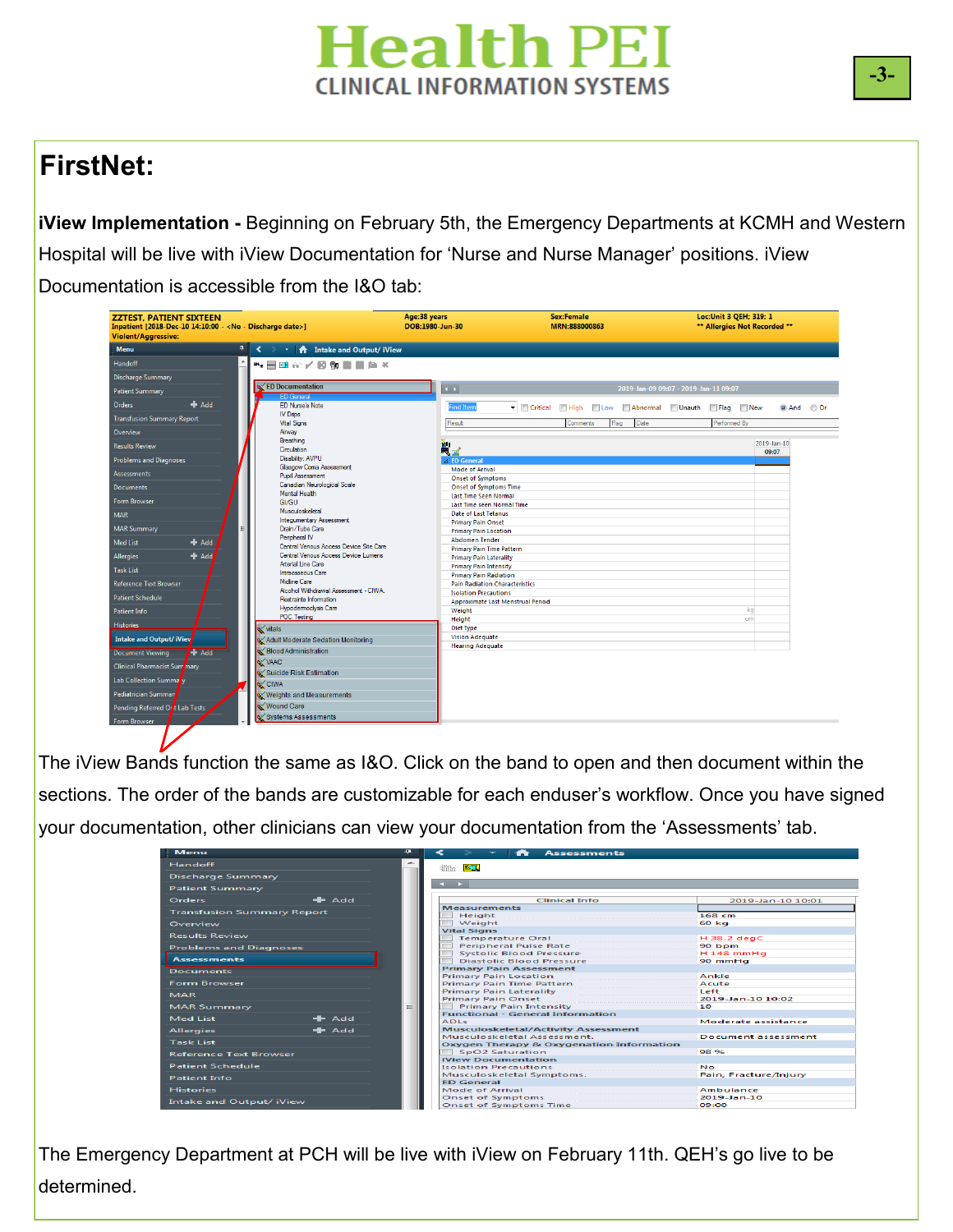# FirstNet:

**iView Implementation -** Beginning on February 5th, the Emergency Departments at KCMH and Western Hospital will be live with iView Documentation for 'Nurse and Nurse Manager' positions. iView Documentation is accessible from the I&O tab:

The iView Bands function the same as I&O. Click on the band to open and then document within the sections. The order of the bands are customizable for each enduser's workflow. Once you have signed your documentation, other clinicians can view your documentation from the 'Assessments' tab.

The Emergency Department at PCH will be live with iView on February 11th. QEH's go live to be determined.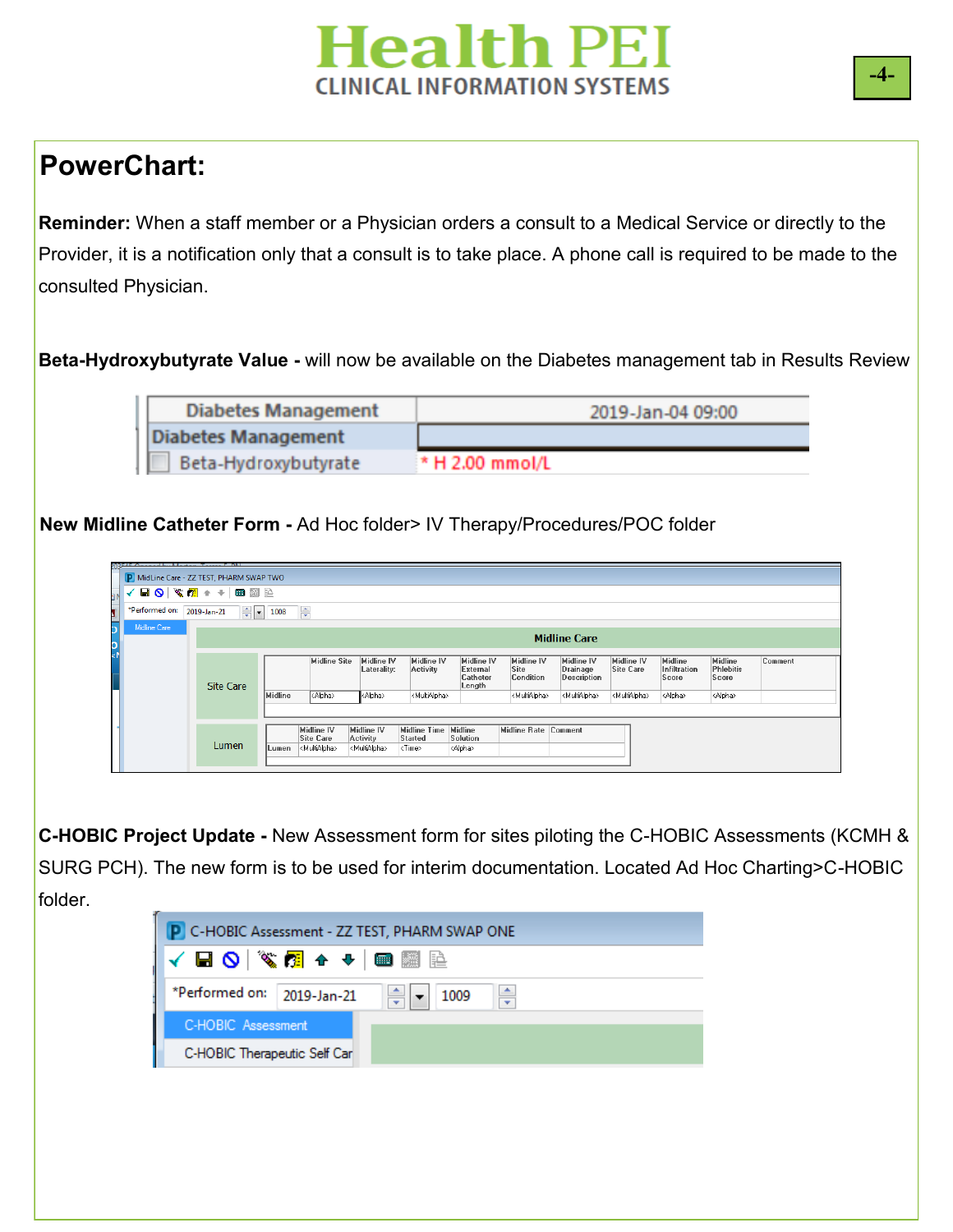# PowerChart:

**Reminder:** When a staff member or a Physician orders a consult to a Medical Service or directly to the Provider, it is a notification only that a consult is to take place. A phone call is required to be made to the consulted Physician.

**Beta-Hydroxybutyrate Value -** will now be available on the Diabetes management tab in Results Review

| Diabetes Management | 2019-Jan-04 09:00 |
|---|---|
| Diabetes Management | |
| Beta-Hydroxybutyrate | * H 2.00 mmol/L |

**New Midline Catheter Form -** Ad Hoc folder> IV Therapy/Procedures/POC folder

**C-HOBIC Project Update -** New Assessment form for sites piloting the C-HOBIC Assessments (KCMH & SURG PCH). The new form is to be used for interim documentation. Located Ad Hoc Charting>C-HOBIC folder.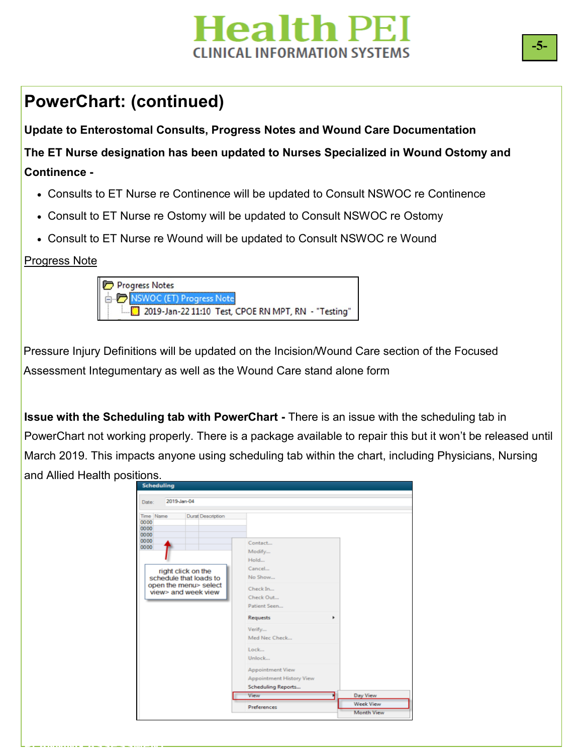# PowerChart: (continued)

**Update to Enterostomal Consults, Progress Notes and Wound Care Documentation**

**The ET Nurse designation has been updated to Nurses Specialized in Wound Ostomy and Continence -**

- Consults to ET Nurse re Continence will be updated to Consult NSWOC re Continence
- Consult to ET Nurse re Ostomy will be updated to Consult NSWOC re Ostomy
- Consult to ET Nurse re Wound will be updated to Consult NSWOC re Wound

Progress Note

Pressure Injury Definitions will be updated on the Incision/Wound Care section of the Focused Assessment Integumentary as well as the Wound Care stand alone form

**Issue with the Scheduling tab with PowerChart -** There is an issue with the scheduling tab in PowerChart not working properly. There is a package available to repair this but it won't be released until March 2019. This impacts anyone using scheduling tab within the chart, including Physicians, Nursing and Allied Health positions.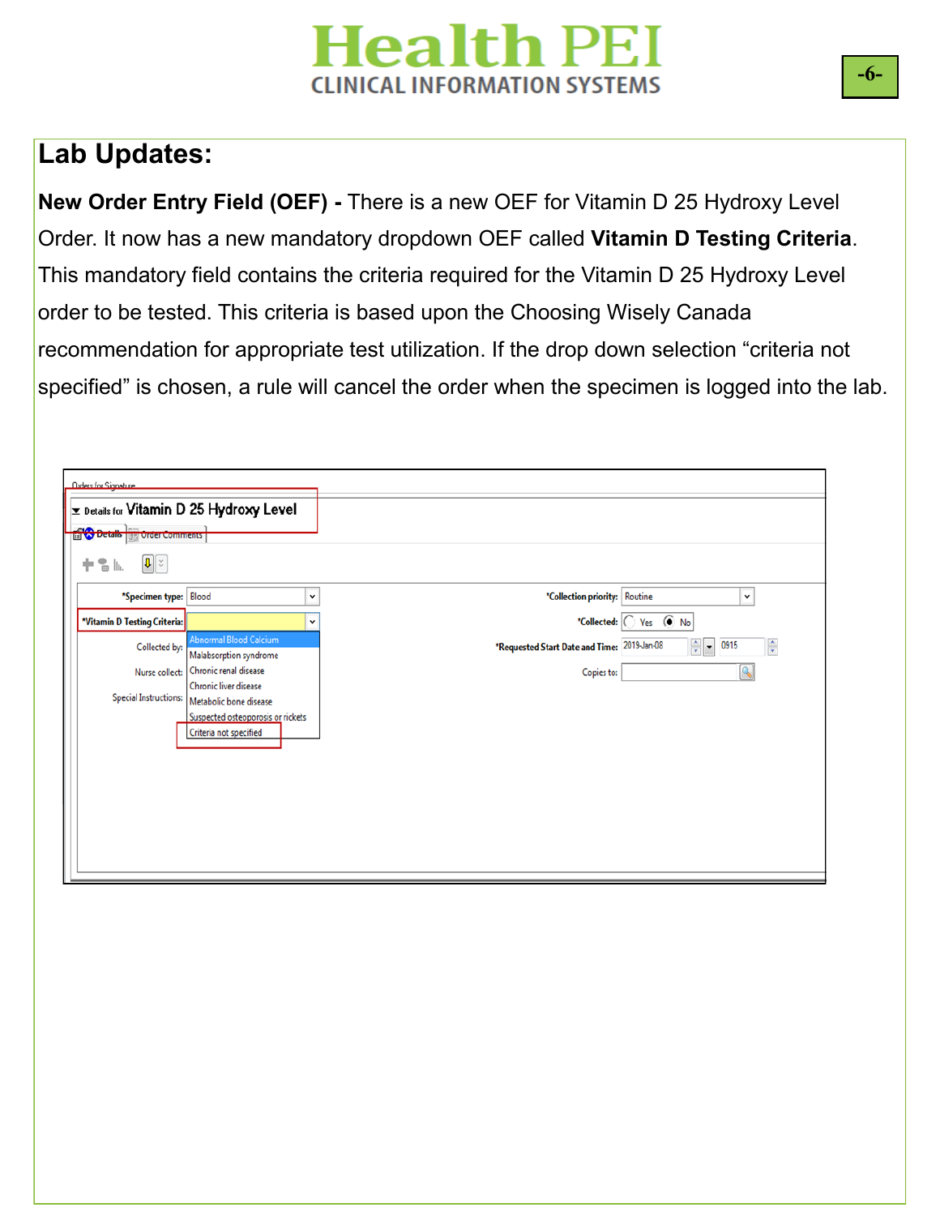## Lab Updates:

**New Order Entry Field (OEF) -** There is a new OEF for Vitamin D 25 Hydroxy Level Order. It now has a new mandatory dropdown OEF called **Vitamin D Testing Criteria**. This mandatory field contains the criteria required for the Vitamin D 25 Hydroxy Level order to be tested. This criteria is based upon the Choosing Wisely Canada recommendation for appropriate test utilization. If the drop down selection "criteria not specified" is chosen, a rule will cancel the order when the specimen is logged into the lab.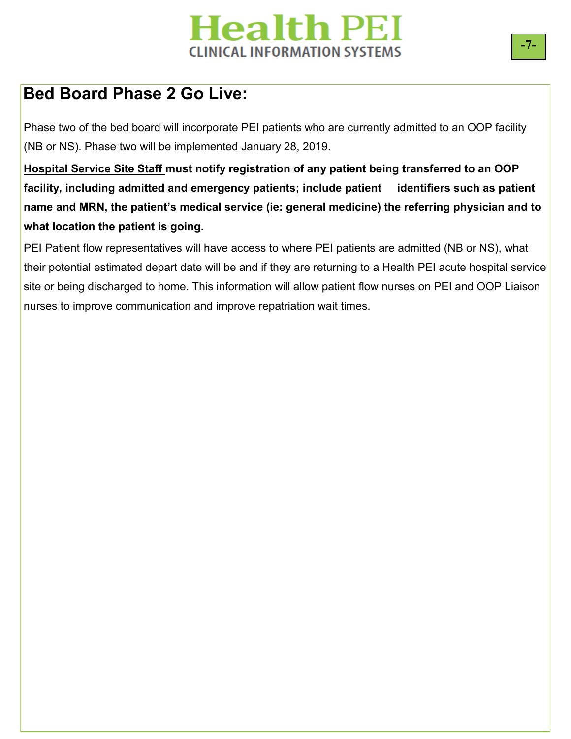## Bed Board Phase 2 Go Live:

Phase two of the bed board will incorporate PEI patients who are currently admitted to an OOP facility (NB or NS). Phase two will be implemented January 28, 2019.

**<u>Hospital Service Site Staff</u> must notify registration of any patient being transferred to an OOP facility, including admitted and emergency patients; include patient identifiers such as patient name and MRN, the patient's medical service (ie: general medicine) the referring physician and to what location the patient is going.**

PEI Patient flow representatives will have access to where PEI patients are admitted (NB or NS), what their potential estimated depart date will be and if they are returning to a Health PEI acute hospital service site or being discharged to home. This information will allow patient flow nurses on PEI and OOP Liaison nurses to improve communication and improve repatriation wait times.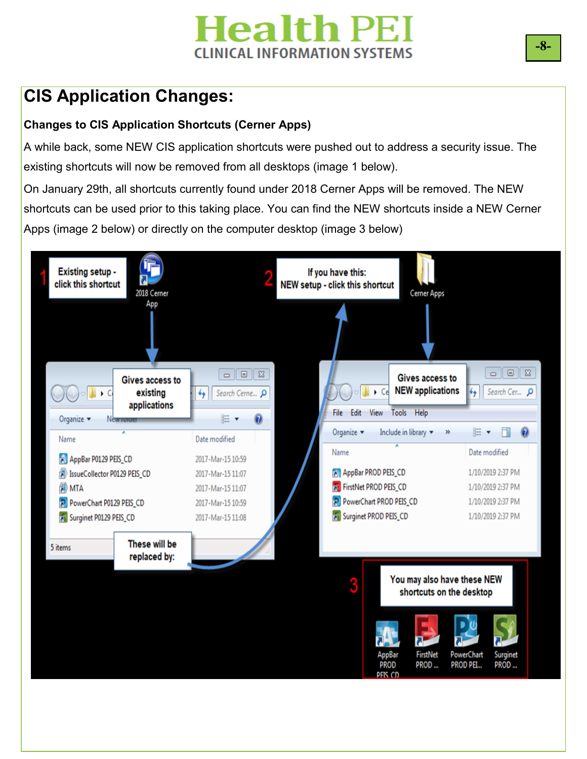# CIS Application Changes:

**Changes to CIS Application Shortcuts (Cerner Apps)**

A while back, some NEW CIS application shortcuts were pushed out to address a security issue. The existing shortcuts will now be removed from all desktops (image 1 below).

On January 29th, all shortcuts currently found under 2018 Cerner Apps will be removed. The NEW shortcuts can be used prior to this taking place. You can find the NEW shortcuts inside a NEW Cerner Apps (image 2 below) or directly on the computer desktop (image 3 below)